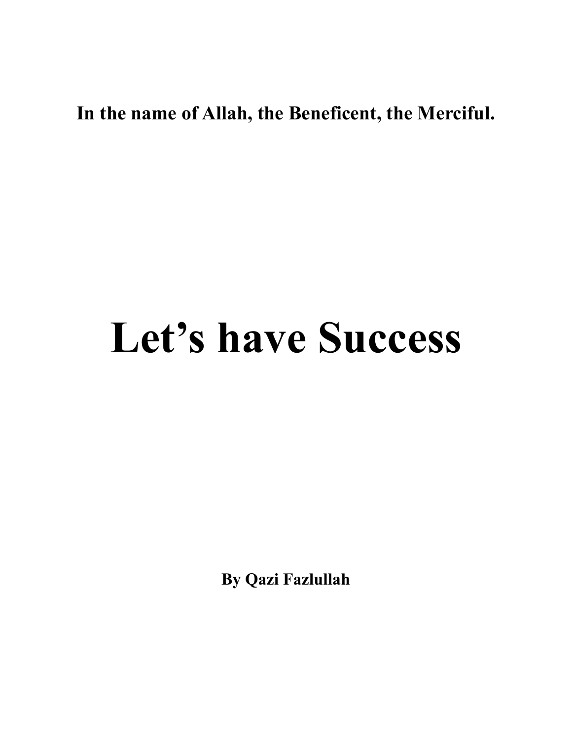**In the name of Allah, the Beneficent, the Merciful.**

# Let's have Success

**By Qazi Fazlullah**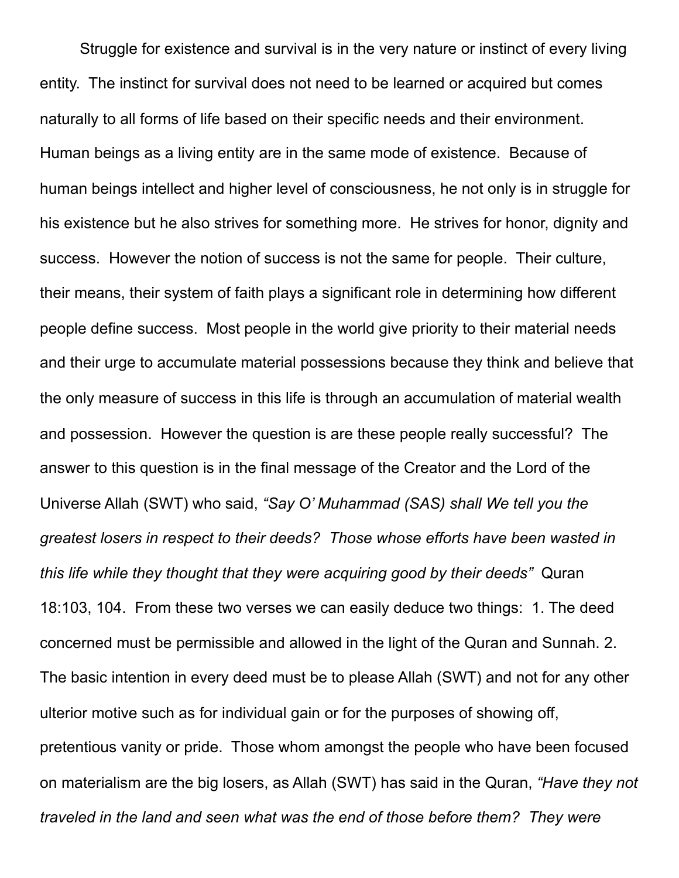Struggle for existence and survival is in the very nature or instinct of every living entity. The instinct for survival does not need to be learned or acquired but comes naturally to all forms of life based on their specific needs and their environment. Human beings as a living entity are in the same mode of existence. Because of human beings intellect and higher level of consciousness, he not only is in struggle for his existence but he also strives for something more. He strives for honor, dignity and success. However the notion of success is not the same for people. Their culture, their means, their system of faith plays a significant role in determining how different people define success. Most people in the world give priority to their material needs and their urge to accumulate material possessions because they think and believe that the only measure of success in this life is through an accumulation of material wealth and possession. However the question is are these people really successful? The answer to this question is in the final message of the Creator and the Lord of the Universe Allah (SWT) who said, *"Say O' Muhammad (SAS) shall We tell you the greatest losers in respect to their deeds? Those whose efforts have been wasted in this life while they thought that they were acquiring good by their deeds"* Quran 18:103, 104. From these two verses we can easily deduce two things: 1. The deed concerned must be permissible and allowed in the light of the Quran and Sunnah. 2. The basic intention in every deed must be to please Allah (SWT) and not for any other ulterior motive such as for individual gain or for the purposes of showing off, pretentious vanity or pride. Those whom amongst the people who have been focused on materialism are the big losers, as Allah (SWT) has said in the Quran, *"Have they not traveled in the land and seen what was the end of those before them? They were*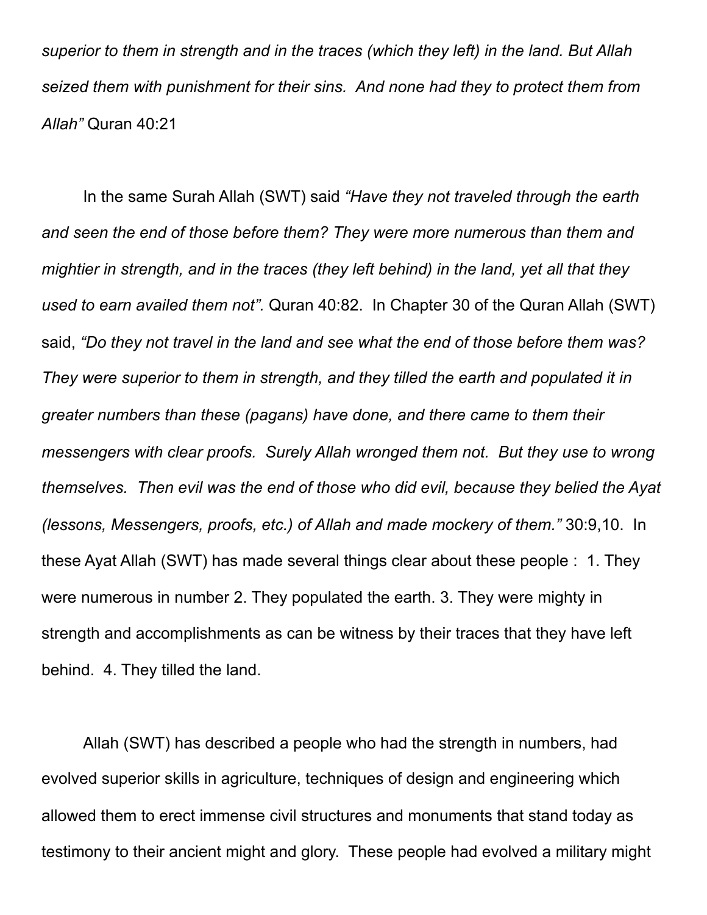*superior to them in strength and in the traces (which they left) in the land. But Allah seized them with punishment for their sins. And none had they to protect them from Allah"* Quran 40:21

In the same Surah Allah (SWT) said *"Have they not traveled through the earth and seen the end of those before them? They were more numerous than them and mightier in strength, and in the traces (they left behind) in the land, yet all that they used to earn availed them not".* Quran 40:82. In Chapter 30 of the Quran Allah (SWT) said, *"Do they not travel in the land and see what the end of those before them was? They were superior to them in strength, and they tilled the earth and populated it in greater numbers than these (pagans) have done, and there came to them their messengers with clear proofs. Surely Allah wronged them not. But they use to wrong themselves. Then evil was the end of those who did evil, because they belied the Ayat (lessons, Messengers, proofs, etc.) of Allah and made mockery of them."* 30:9,10. In these Ayat Allah (SWT) has made several things clear about these people : 1. They were numerous in number 2. They populated the earth. 3. They were mighty in strength and accomplishments as can be witness by their traces that they have left behind. 4. They tilled the land.

Allah (SWT) has described a people who had the strength in numbers, had evolved superior skills in agriculture, techniques of design and engineering which allowed them to erect immense civil structures and monuments that stand today as testimony to their ancient might and glory. These people had evolved a military might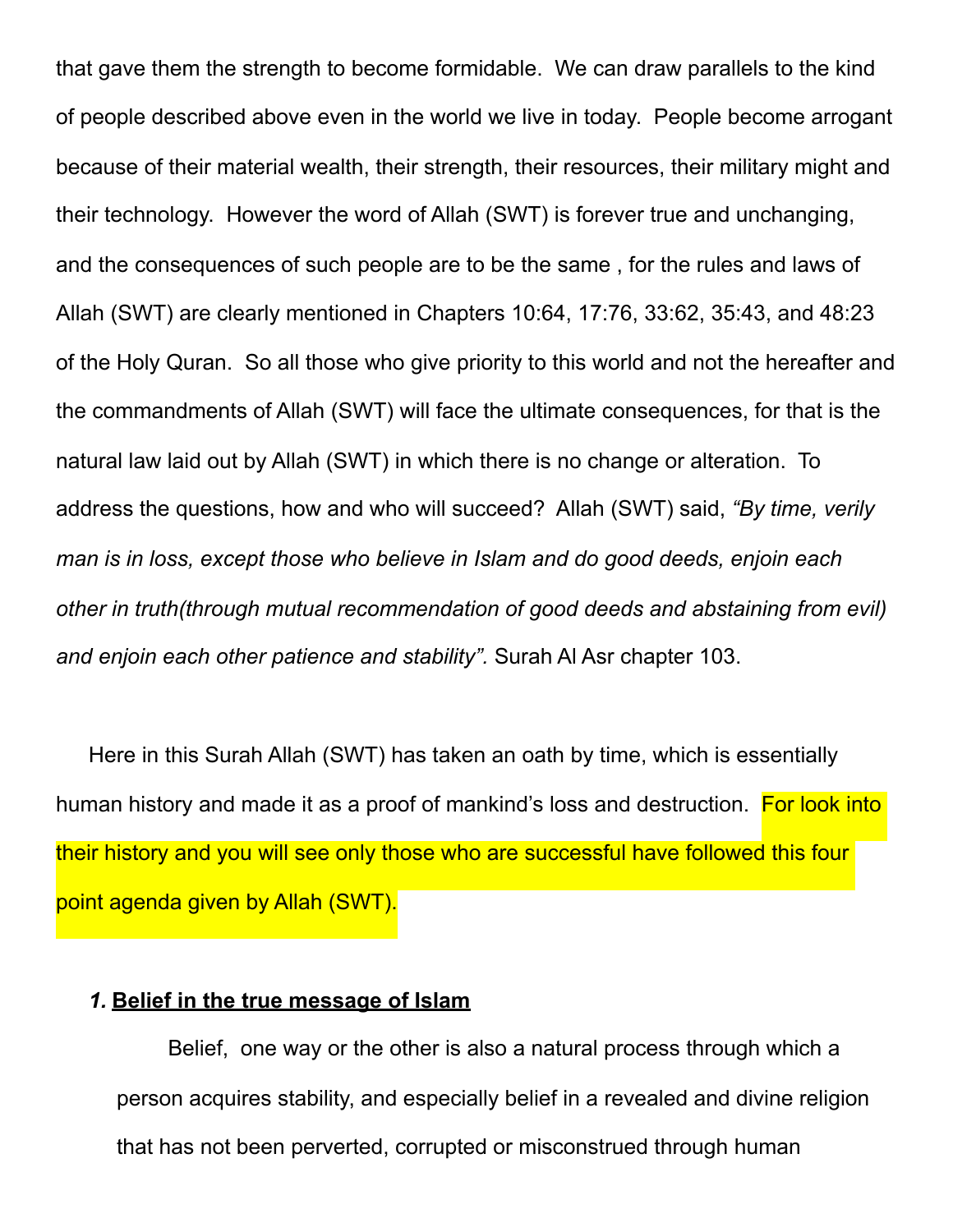that gave them the strength to become formidable. We can draw parallels to the kind of people described above even in the world we live in today. People become arrogant because of their material wealth, their strength, their resources, their military might and their technology. However the word of Allah (SWT) is forever true and unchanging, and the consequences of such people are to be the same , for the rules and laws of Allah (SWT) are clearly mentioned in Chapters 10:64, 17:76, 33:62, 35:43, and 48:23 of the Holy Quran. So all those who give priority to this world and not the hereafter and the commandments of Allah (SWT) will face the ultimate consequences, for that is the natural law laid out by Allah (SWT) in which there is no change or alteration. To address the questions, how and who will succeed? Allah (SWT) said, *"By time, verily man is in loss, except those who believe in Islam and do good deeds, enjoin each other in truth(through mutual recommendation of good deeds and abstaining from evil) and enjoin each other patience and stability".* Surah Al Asr chapter 103.

Here in this Surah Allah (SWT) has taken an oath by time, which is essentially human history and made it as a proof of mankind's loss and destruction. For look into their history and you will see only those who are successful have followed this four point agenda given by Allah (SWT).

***1.*** **<u>Belief in the true message of Islam</u>**

Belief, one way or the other is also a natural process through which a person acquires stability, and especially belief in a revealed and divine religion that has not been perverted, corrupted or misconstrued through human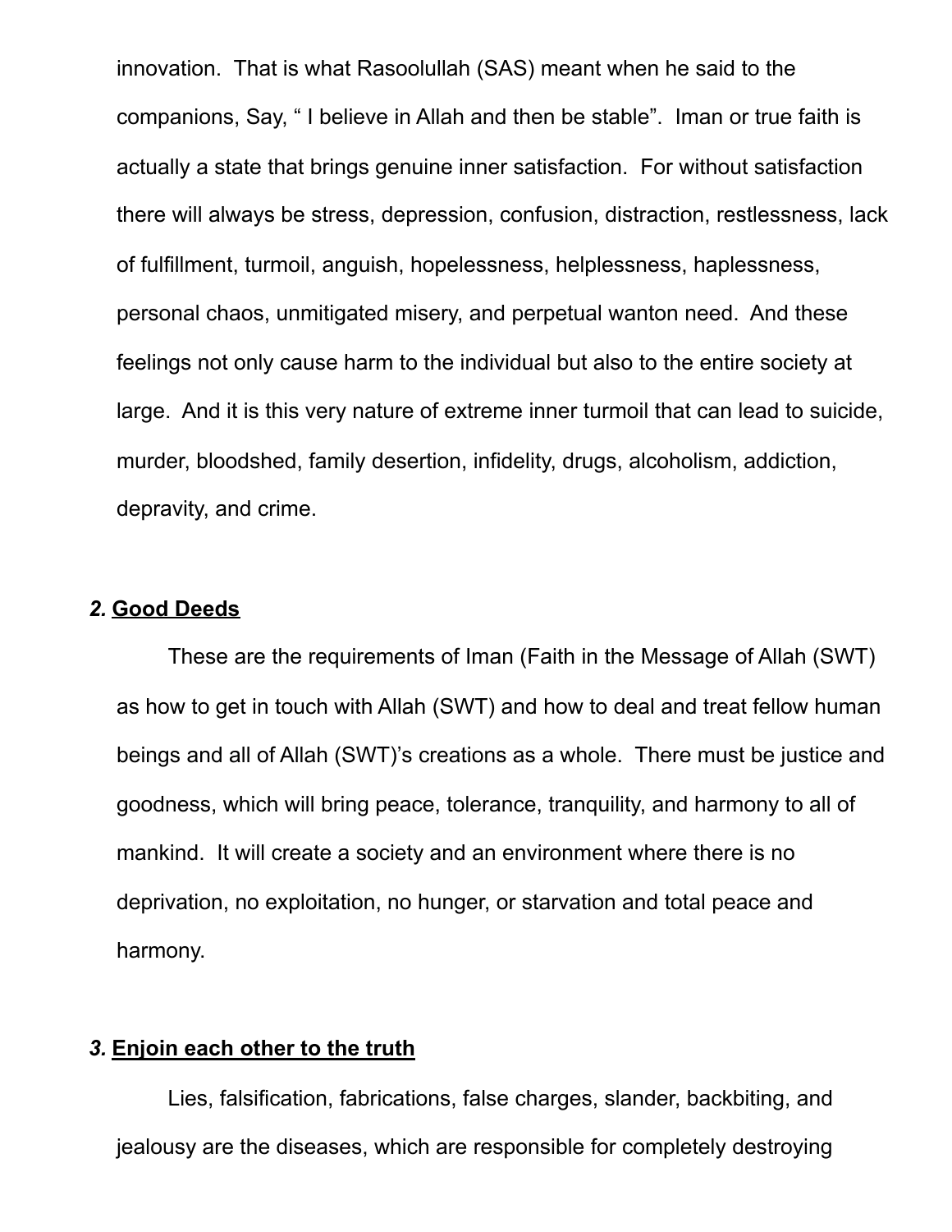innovation. That is what Rasoolullah (SAS) meant when he said to the companions, Say, " I believe in Allah and then be stable". Iman or true faith is actually a state that brings genuine inner satisfaction. For without satisfaction there will always be stress, depression, confusion, distraction, restlessness, lack of fulfillment, turmoil, anguish, hopelessness, helplessness, haplessness, personal chaos, unmitigated misery, and perpetual wanton need. And these feelings not only cause harm to the individual but also to the entire society at large. And it is this very nature of extreme inner turmoil that can lead to suicide, murder, bloodshed, family desertion, infidelity, drugs, alcoholism, addiction, depravity, and crime.

***2.*** **<u>Good Deeds</u>**

These are the requirements of Iman (Faith in the Message of Allah (SWT) as how to get in touch with Allah (SWT) and how to deal and treat fellow human beings and all of Allah (SWT)'s creations as a whole. There must be justice and goodness, which will bring peace, tolerance, tranquility, and harmony to all of mankind. It will create a society and an environment where there is no deprivation, no exploitation, no hunger, or starvation and total peace and harmony.

***3.*** **<u>Enjoin each other to the truth</u>**

Lies, falsification, fabrications, false charges, slander, backbiting, and jealousy are the diseases, which are responsible for completely destroying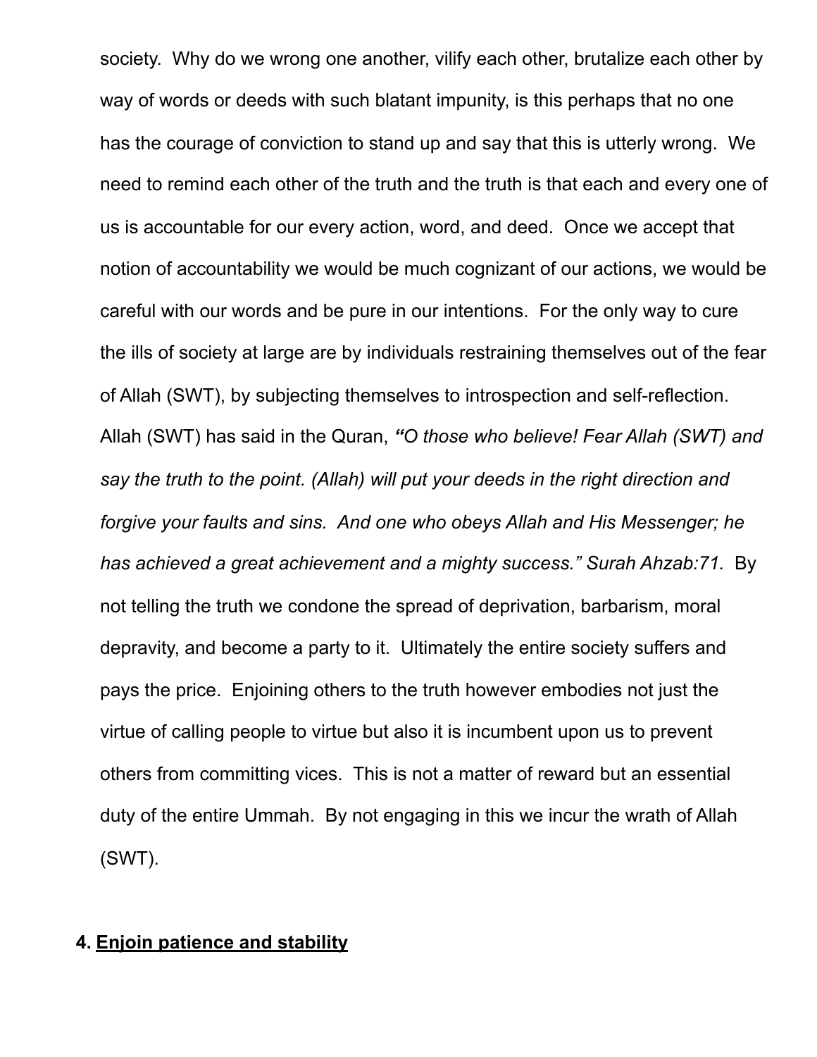society. Why do we wrong one another, vilify each other, brutalize each other by way of words or deeds with such blatant impunity, is this perhaps that no one has the courage of conviction to stand up and say that this is utterly wrong. We need to remind each other of the truth and the truth is that each and every one of us is accountable for our every action, word, and deed. Once we accept that notion of accountability we would be much cognizant of our actions, we would be careful with our words and be pure in our intentions. For the only way to cure the ills of society at large are by individuals restraining themselves out of the fear of Allah (SWT), by subjecting themselves to introspection and self-reflection. Allah (SWT) has said in the Quran, ***"****O those who believe! Fear Allah (SWT) and say the truth to the point. (Allah) will put your deeds in the right direction and forgive your faults and sins. And one who obeys Allah and His Messenger; he has achieved a great achievement and a mighty success." Surah Ahzab:71.* By not telling the truth we condone the spread of deprivation, barbarism, moral depravity, and become a party to it. Ultimately the entire society suffers and pays the price. Enjoining others to the truth however embodies not just the virtue of calling people to virtue but also it is incumbent upon us to prevent others from committing vices. This is not a matter of reward but an essential duty of the entire Ummah. By not engaging in this we incur the wrath of Allah (SWT).

**4. <u>Enjoin patience and stability</u>**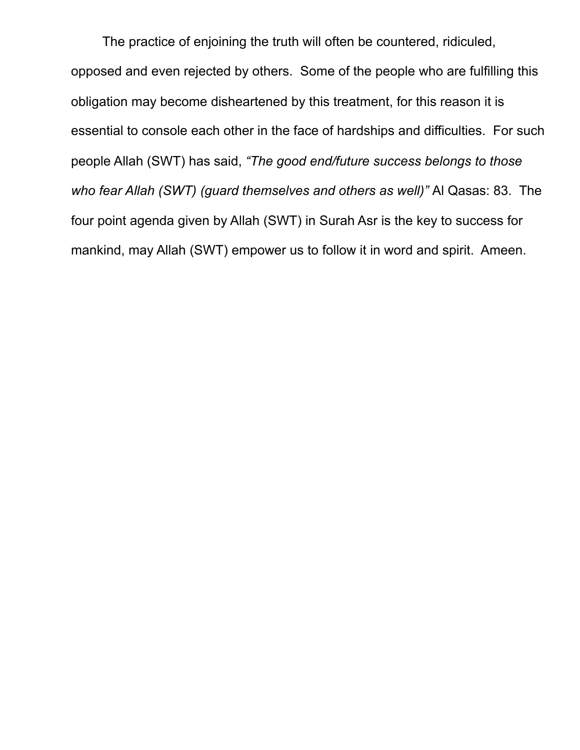The practice of enjoining the truth will often be countered, ridiculed, opposed and even rejected by others. Some of the people who are fulfilling this obligation may become disheartened by this treatment, for this reason it is essential to console each other in the face of hardships and difficulties. For such people Allah (SWT) has said, *"The good end/future success belongs to those who fear Allah (SWT) (guard themselves and others as well)"* Al Qasas: 83. The four point agenda given by Allah (SWT) in Surah Asr is the key to success for mankind, may Allah (SWT) empower us to follow it in word and spirit. Ameen.